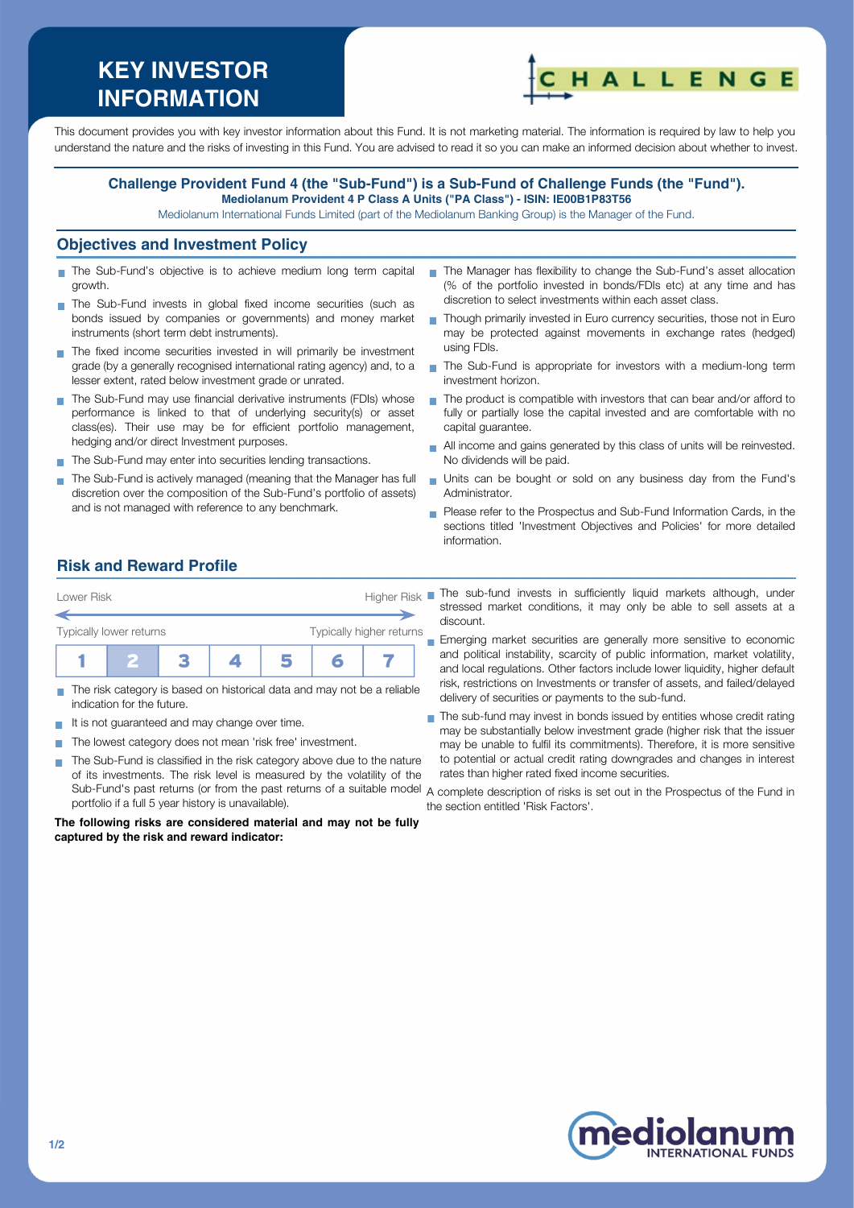# KEY INVESTOR INFORMATION

CHALLENGE

This document provides you with key investor information about this Fund. It is not marketing material. The information is required by law to help you understand the nature and the risks of investing in this Fund. You are advised to read it so you can make an informed decision about whether to invest.

**Challenge Provident Fund 4 (the "Sub-Fund") is a Sub-Fund of Challenge Funds (the "Fund").**
**Mediolanum Provident 4 P Class A Units ("PA Class") - ISIN: IE00B1P83T56**
Mediolanum International Funds Limited (part of the Mediolanum Banking Group) is the Manager of the Fund.

## Objectives and Investment Policy

- The Sub-Fund's objective is to achieve medium long term capital growth.
- The Sub-Fund invests in global fixed income securities (such as bonds issued by companies or governments) and money market instruments (short term debt instruments).
- The fixed income securities invested in will primarily be investment grade (by a generally recognised international rating agency) and, to a lesser extent, rated below investment grade or unrated.
- The Sub-Fund may use financial derivative instruments (FDIs) whose performance is linked to that of underlying security(s) or asset class(es). Their use may be for efficient portfolio management, hedging and/or direct Investment purposes.
- The Sub-Fund may enter into securities lending transactions.
- The Sub-Fund is actively managed (meaning that the Manager has full discretion over the composition of the Sub-Fund's portfolio of assets) and is not managed with reference to any benchmark.
- The Manager has flexibility to change the Sub-Fund's asset allocation (% of the portfolio invested in bonds/FDIs etc) at any time and has discretion to select investments within each asset class.
- Though primarily invested in Euro currency securities, those not in Euro may be protected against movements in exchange rates (hedged) using FDIs.
- The Sub-Fund is appropriate for investors with a medium-long term investment horizon.
- The product is compatible with investors that can bear and/or afford to fully or partially lose the capital invested and are comfortable with no capital guarantee.
- All income and gains generated by this class of units will be reinvested. No dividends will be paid.
- Units can be bought or sold on any business day from the Fund's Administrator.
- Please refer to the Prospectus and Sub-Fund Information Cards, in the sections titled 'Investment Objectives and Policies' for more detailed information.

## Risk and Reward Profile

| Lower Risk | | | | | | Higher Risk |
|---|---|---|---|---|---|---|
| Typically lower returns | | | | | | Typically higher returns |
| 1 | **2** | 3 | 4 | 5 | 6 | 7 |

- The risk category is based on historical data and may not be a reliable indication for the future.
- It is not guaranteed and may change over time.
- The lowest category does not mean 'risk free' investment.
- The Sub-Fund is classified in the risk category above due to the nature of its investments. The risk level is measured by the volatility of the Sub-Fund's past returns (or from the past returns of a suitable model portfolio if a full 5 year history is unavailable).

**The following risks are considered material and may not be fully captured by the risk and reward indicator:**

- The sub-fund invests in sufficiently liquid markets although, under stressed market conditions, it may only be able to sell assets at a discount.
- Emerging market securities are generally more sensitive to economic and political instability, scarcity of public information, market volatility, and local regulations. Other factors include lower liquidity, higher default risk, restrictions on Investments or transfer of assets, and failed/delayed delivery of securities or payments to the sub-fund.
- The sub-fund may invest in bonds issued by entities whose credit rating may be substantially below investment grade (higher risk that the issuer may be unable to fulfil its commitments). Therefore, it is more sensitive to potential or actual credit rating downgrades and changes in interest rates than higher rated fixed income securities.

A complete description of risks is set out in the Prospectus of the Fund in the section entitled 'Risk Factors'.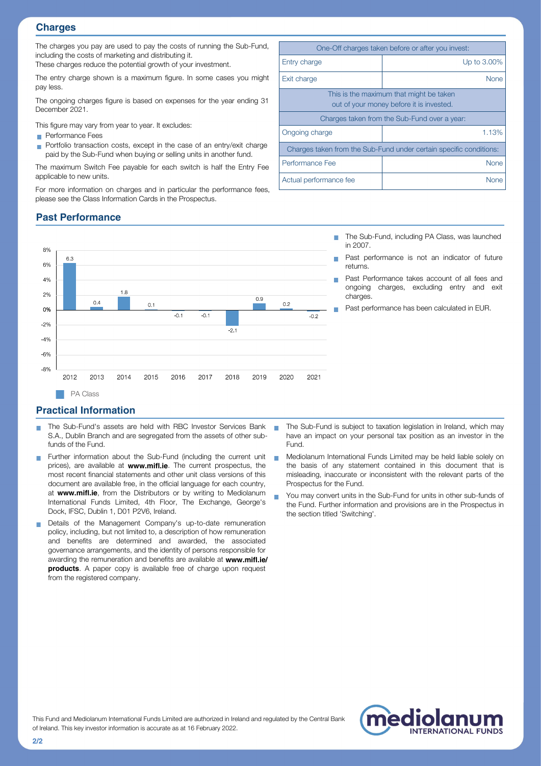## Charges

The charges you pay are used to pay the costs of running the Sub-Fund, including the costs of marketing and distributing it.
These charges reduce the potential growth of your investment.

The entry charge shown is a maximum figure. In some cases you might pay less.

The ongoing charges figure is based on expenses for the year ending 31 December 2021.

This figure may vary from year to year. It excludes:

- Performance Fees
- Portfolio transaction costs, except in the case of an entry/exit charge paid by the Sub-Fund when buying or selling units in another fund.

The maximum Switch Fee payable for each switch is half the Entry Fee applicable to new units.

For more information on charges and in particular the performance fees, please see the Class Information Cards in the Prospectus.

| One-Off charges taken before or after you invest: | |
|---|---|
| Entry charge | Up to 3.00% |
| Exit charge | None |
| This is the maximum that might be taken out of your money before it is invested. | |
| Charges taken from the Sub-Fund over a year: | |
| Ongoing charge | 1.13% |
| Charges taken from the Sub-Fund under certain specific conditions: | |
| Performance Fee | None |
| Actual performance fee | None |

## Past Performance

8%
6%
4%
2%
0%
-2%
-4%
-6%
-8%

6.3
0.4
1.8
0.1
-0.1
-0.1
-2.1
0.9
0.2
-0.2

2012 2013 2014 2015 2016 2017 2018 2019 2020 2021

PA Class

- The Sub-Fund, including PA Class, was launched in 2007.
- Past performance is not an indicator of future returns.
- Past Performance takes account of all fees and ongoing charges, excluding entry and exit charges.
- Past performance has been calculated in EUR.

## Practical Information

- The Sub-Fund's assets are held with RBC Investor Services Bank S.A., Dublin Branch and are segregated from the assets of other sub-funds of the Fund.
- Further information about the Sub-Fund (including the current unit prices), are available at **www.mifl.ie**. The current prospectus, the most recent financial statements and other unit class versions of this document are available free, in the official language for each country, at **www.mifl.ie**, from the Distributors or by writing to Mediolanum International Funds Limited, 4th Floor, The Exchange, George's Dock, IFSC, Dublin 1, D01 P2V6, Ireland.
- Details of the Management Company's up-to-date remuneration policy, including, but not limited to, a description of how remuneration and benefits are determined and awarded, the associated governance arrangements, and the identity of persons responsible for awarding the remuneration and benefits are available at **www.mifl.ie/products**. A paper copy is available free of charge upon request from the registered company.
- The Sub-Fund is subject to taxation legislation in Ireland, which may have an impact on your personal tax position as an investor in the Fund.
- Mediolanum International Funds Limited may be held liable solely on the basis of any statement contained in this document that is misleading, inaccurate or inconsistent with the relevant parts of the Prospectus for the Fund.
- You may convert units in the Sub-Fund for units in other sub-funds of the Fund. Further information and provisions are in the Prospectus in the section titled 'Switching'.

This Fund and Mediolanum International Funds Limited are authorized in Ireland and regulated by the Central Bank of Ireland. This key investor information is accurate as at 16 February 2022.

mediolanum INTERNATIONAL FUNDS